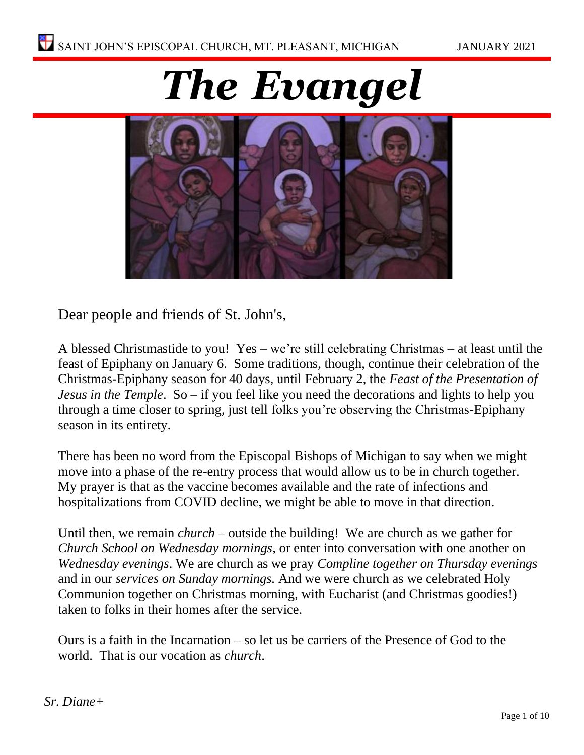SAINT JOHN'S EPISCOPAL CHURCH, MT. PLEASANT, MICHIGAN JANUARY 2021

# *The Evangel*

Dear people and friends of St. John's,

A blessed Christmastide to you! Yes – we're still celebrating Christmas – at least until the feast of Epiphany on January 6. Some traditions, though, continue their celebration of the Christmas-Epiphany season for 40 days, until February 2, the *Feast of the Presentation of Jesus in the Temple*. So – if you feel like you need the decorations and lights to help you through a time closer to spring, just tell folks you're observing the Christmas-Epiphany season in its entirety.

There has been no word from the Episcopal Bishops of Michigan to say when we might move into a phase of the re-entry process that would allow us to be in church together. My prayer is that as the vaccine becomes available and the rate of infections and hospitalizations from COVID decline, we might be able to move in that direction.

Until then, we remain *church* – outside the building! We are church as we gather for *Church School on Wednesday mornings*, or enter into conversation with one another on *Wednesday evenings*. We are church as we pray *Compline together on Thursday evenings* and in our *services on Sunday mornings.* And we were church as we celebrated Holy Communion together on Christmas morning, with Eucharist (and Christmas goodies!) taken to folks in their homes after the service.

Ours is a faith in the Incarnation – so let us be carriers of the Presence of God to the world. That is our vocation as *church*.

*Sr. Diane+*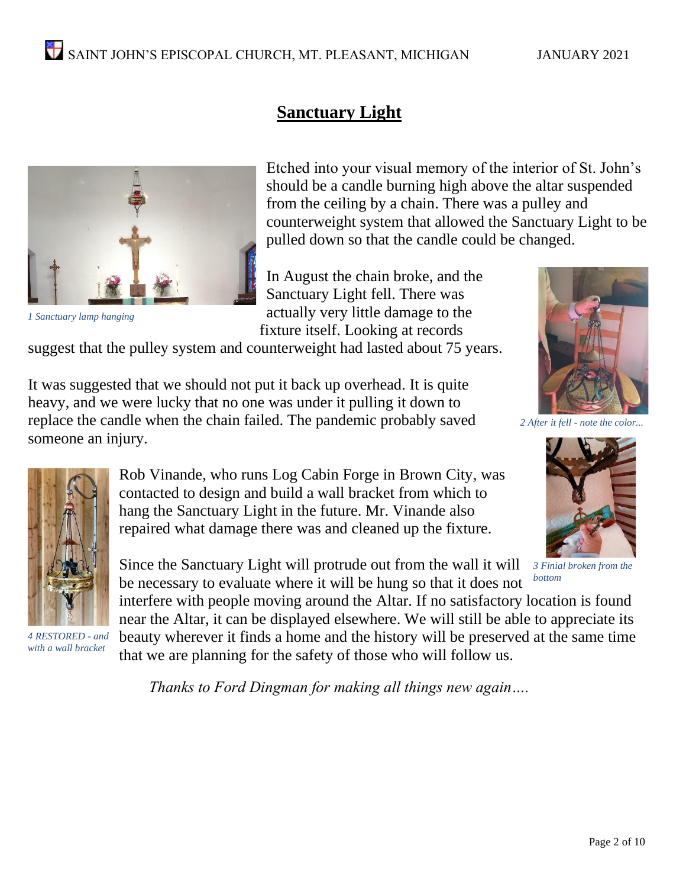# Sanctuary Light

Etched into your visual memory of the interior of St. John's should be a candle burning high above the altar suspended from the ceiling by a chain. There was a pulley and counterweight system that allowed the Sanctuary Light to be pulled down so that the candle could be changed.

*1 Sanctuary lamp hanging*

In August the chain broke, and the Sanctuary Light fell. There was actually very little damage to the fixture itself. Looking at records suggest that the pulley system and counterweight had lasted about 75 years.

*2 After it fell - note the color...*

It was suggested that we should not put it back up overhead. It is quite heavy, and we were lucky that no one was under it pulling it down to replace the candle when the chain failed. The pandemic probably saved someone an injury.

Rob Vinande, who runs Log Cabin Forge in Brown City, was contacted to design and build a wall bracket from which to hang the Sanctuary Light in the future. Mr. Vinande also repaired what damage there was and cleaned up the fixture.

*3 Finial broken from the bottom*

Since the Sanctuary Light will protrude out from the wall it will be necessary to evaluate where it will be hung so that it does not interfere with people moving around the Altar. If no satisfactory location is found near the Altar, it can be displayed elsewhere. We will still be able to appreciate its beauty wherever it finds a home and the history will be preserved at the same time that we are planning for the safety of those who will follow us.

*4 RESTORED - and with a wall bracket*

*Thanks to Ford Dingman for making all things new again….*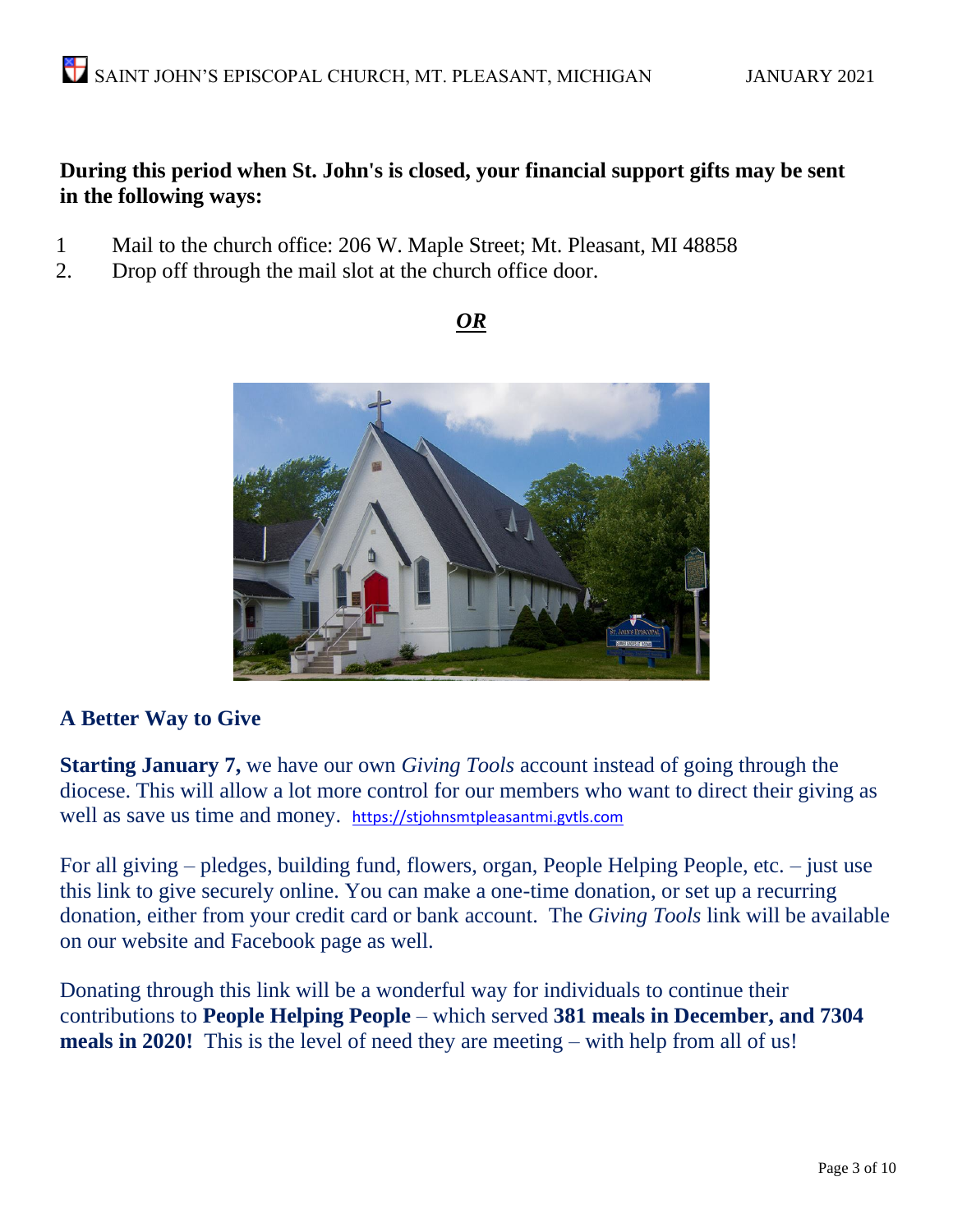**During this period when St. John's is closed, your financial support gifts may be sent in the following ways:**

1. Mail to the church office: 206 W. Maple Street; Mt. Pleasant, MI 48858
2. Drop off through the mail slot at the church office door.

***OR***

### A Better Way to Give

**Starting January 7,** we have our own *Giving Tools* account instead of going through the diocese. This will allow a lot more control for our members who want to direct their giving as well as save us time and money. https://stjohnsmtpleasantmi.gvtls.com

For all giving – pledges, building fund, flowers, organ, People Helping People, etc. – just use this link to give securely online. You can make a one-time donation, or set up a recurring donation, either from your credit card or bank account. The *Giving Tools* link will be available on our website and Facebook page as well.

Donating through this link will be a wonderful way for individuals to continue their contributions to **People Helping People** – which served **381 meals in December, and 7304 meals in 2020!** This is the level of need they are meeting – with help from all of us!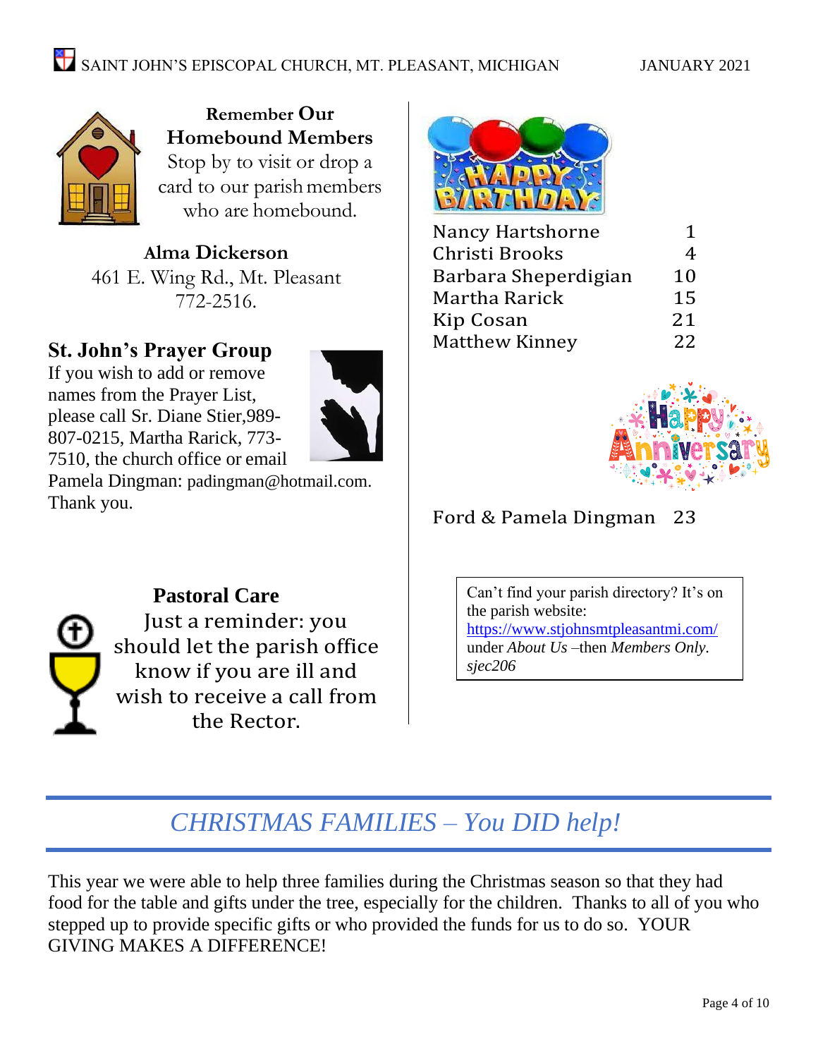## Remember Our Homebound Members

Stop by to visit or drop a card to our parish members who are homebound.

**Alma Dickerson**
461 E. Wing Rd., Mt. Pleasant
772-2516.

## St. John's Prayer Group

If you wish to add or remove names from the Prayer List, please call Sr. Diane Stier,989-807-0215, Martha Rarick, 773-7510, the church office or email Pamela Dingman: padingman@hotmail.com. Thank you.

## Pastoral Care

Just a reminder: you should let the parish office know if you are ill and wish to receive a call from the Rector.

## Happy Birthday

| | |
|---|---|
| Nancy Hartshorne | 1 |
| Christi Brooks | 4 |
| Barbara Sheperdigian | 10 |
| Martha Rarick | 15 |
| Kip Cosan | 21 |
| Matthew Kinney | 22 |

## Happy Anniversary

Ford & Pamela Dingman 23

> Can't find your parish directory? It's on the parish website: https://www.stjohnsmtpleasantmi.com/ under *About Us* –then *Members Only*. *sjec206*

## *CHRISTMAS FAMILIES – You DID help!*

This year we were able to help three families during the Christmas season so that they had food for the table and gifts under the tree, especially for the children. Thanks to all of you who stepped up to provide specific gifts or who provided the funds for us to do so. YOUR GIVING MAKES A DIFFERENCE!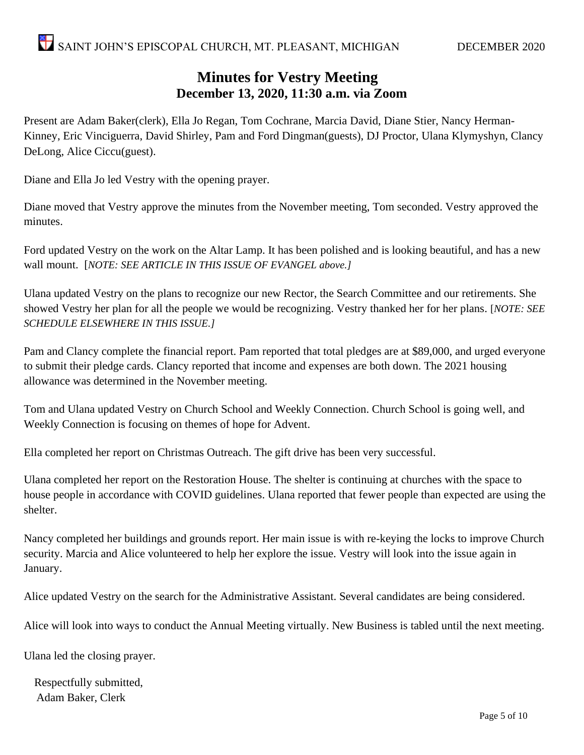# Minutes for Vestry Meeting

## December 13, 2020, 11:30 a.m. via Zoom

Present are Adam Baker(clerk), Ella Jo Regan, Tom Cochrane, Marcia David, Diane Stier, Nancy Herman-Kinney, Eric Vinciguerra, David Shirley, Pam and Ford Dingman(guests), DJ Proctor, Ulana Klymyshyn, Clancy DeLong, Alice Ciccu(guest).

Diane and Ella Jo led Vestry with the opening prayer.

Diane moved that Vestry approve the minutes from the November meeting, Tom seconded. Vestry approved the minutes.

Ford updated Vestry on the work on the Altar Lamp. It has been polished and is looking beautiful, and has a new wall mount. [*NOTE: SEE ARTICLE IN THIS ISSUE OF EVANGEL above.]*

Ulana updated Vestry on the plans to recognize our new Rector, the Search Committee and our retirements. She showed Vestry her plan for all the people we would be recognizing. Vestry thanked her for her plans. [*NOTE: SEE SCHEDULE ELSEWHERE IN THIS ISSUE.]*

Pam and Clancy complete the financial report. Pam reported that total pledges are at $89,000, and urged everyone to submit their pledge cards. Clancy reported that income and expenses are both down. The 2021 housing allowance was determined in the November meeting.

Tom and Ulana updated Vestry on Church School and Weekly Connection. Church School is going well, and Weekly Connection is focusing on themes of hope for Advent.

Ella completed her report on Christmas Outreach. The gift drive has been very successful.

Ulana completed her report on the Restoration House. The shelter is continuing at churches with the space to house people in accordance with COVID guidelines. Ulana reported that fewer people than expected are using the shelter.

Nancy completed her buildings and grounds report. Her main issue is with re-keying the locks to improve Church security. Marcia and Alice volunteered to help her explore the issue. Vestry will look into the issue again in January.

Alice updated Vestry on the search for the Administrative Assistant. Several candidates are being considered.

Alice will look into ways to conduct the Annual Meeting virtually. New Business is tabled until the next meeting.

Ulana led the closing prayer.

Respectfully submitted,
Adam Baker, Clerk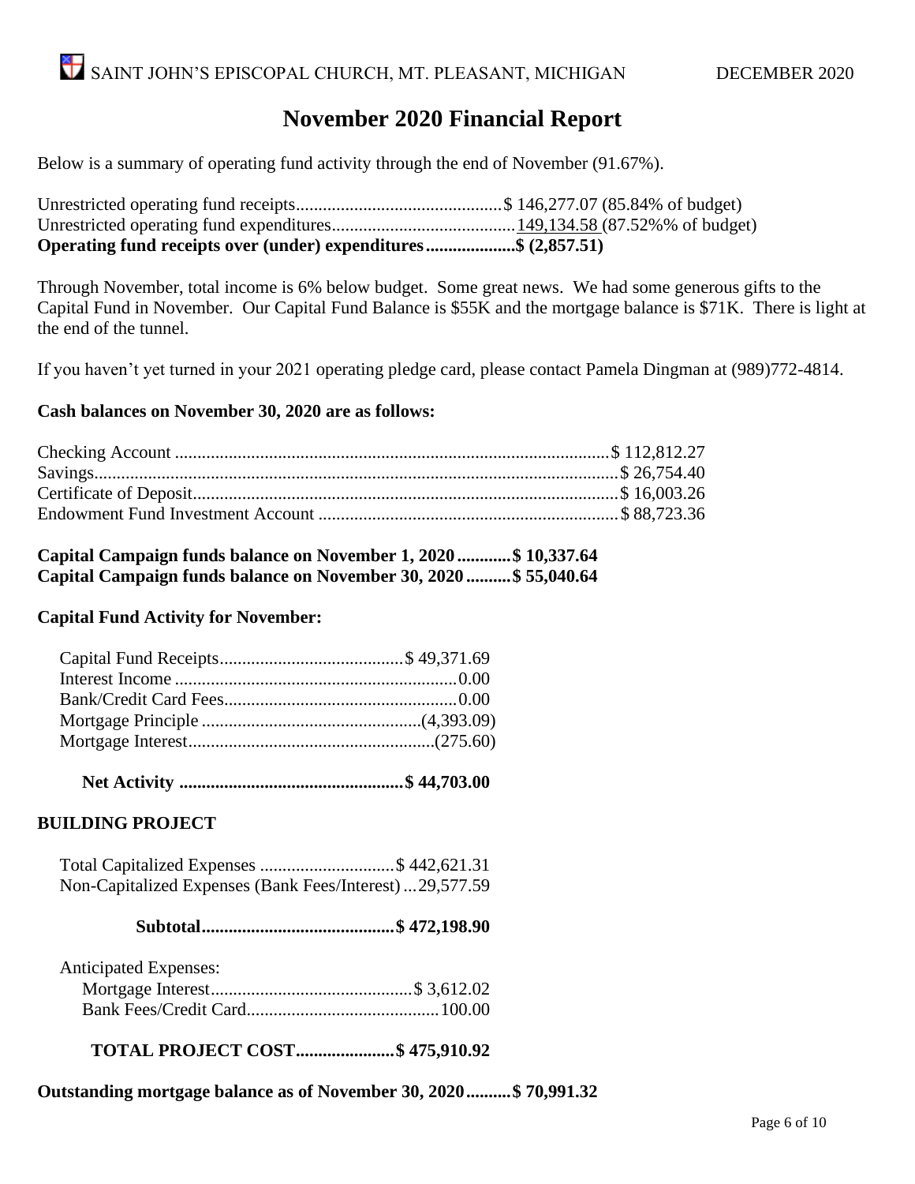# November 2020 Financial Report

Below is a summary of operating fund activity through the end of November (91.67%).

| | |
|---|---|
| Unrestricted operating fund receipts | $ 146,277.07 (85.84% of budget) |
| Unrestricted operating fund expenditures | 149,134.58 (87.52%% of budget) |
| **Operating fund receipts over (under) expenditures** | **$ (2,857.51)** |

Through November, total income is 6% below budget. Some great news. We had some generous gifts to the Capital Fund in November. Our Capital Fund Balance is $55K and the mortgage balance is $71K. There is light at the end of the tunnel.

If you haven't yet turned in your 2021 operating pledge card, please contact Pamela Dingman at (989)772-4814.

**Cash balances on November 30, 2020 are as follows:**

| | |
|---|---|
| Checking Account | $ 112,812.27 |
| Savings | $ 26,754.40 |
| Certificate of Deposit | $ 16,003.26 |
| Endowment Fund Investment Account | $ 88,723.36 |

**Capital Campaign funds balance on November 1, 2020 ............ $ 10,337.64**
**Capital Campaign funds balance on November 30, 2020 .......... $ 55,040.64**

**Capital Fund Activity for November:**

| | |
|---|---|
| Capital Fund Receipts | $ 49,371.69 |
| Interest Income | 0.00 |
| Bank/Credit Card Fees | 0.00 |
| Mortgage Principle | (4,393.09) |
| Mortgage Interest | (275.60) |
| **Net Activity** | **$ 44,703.00** |

**BUILDING PROJECT**

| | |
|---|---|
| Total Capitalized Expenses | $ 442,621.31 |
| Non-Capitalized Expenses (Bank Fees/Interest) | 29,577.59 |
| **Subtotal** | **$ 472,198.90** |
| Anticipated Expenses: | |
| Mortgage Interest | $ 3,612.02 |
| Bank Fees/Credit Card | 100.00 |
| **TOTAL PROJECT COST** | **$ 475,910.92** |

**Outstanding mortgage balance as of November 30, 2020 .......... $ 70,991.32**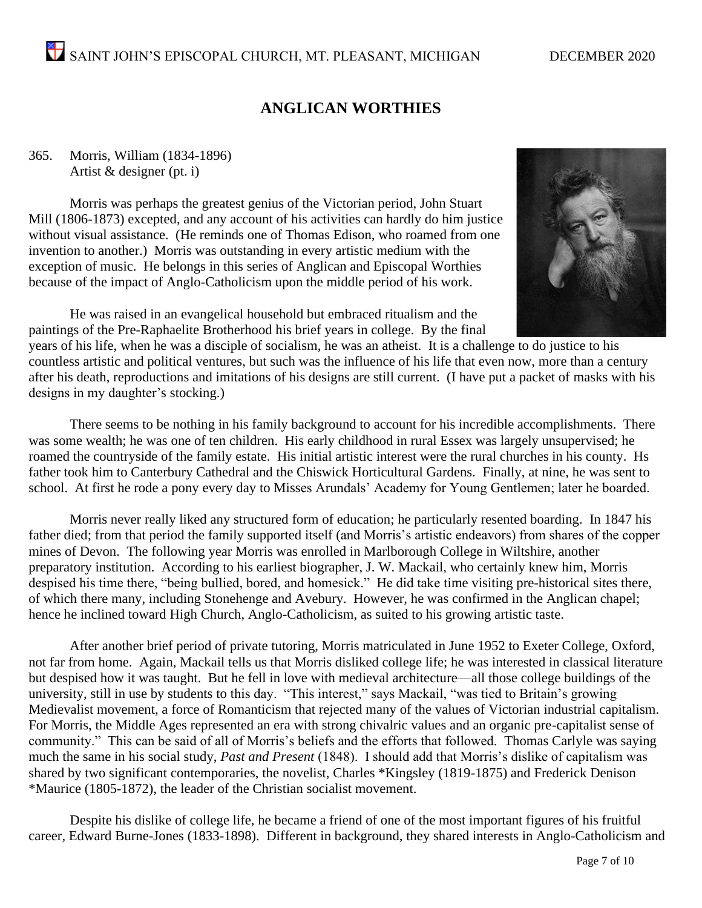## ANGLICAN WORTHIES

365. Morris, William (1834-1896)
Artist & designer (pt. i)

Morris was perhaps the greatest genius of the Victorian period, John Stuart Mill (1806-1873) excepted, and any account of his activities can hardly do him justice without visual assistance. (He reminds one of Thomas Edison, who roamed from one invention to another.) Morris was outstanding in every artistic medium with the exception of music. He belongs in this series of Anglican and Episcopal Worthies because of the impact of Anglo-Catholicism upon the middle period of his work.

He was raised in an evangelical household but embraced ritualism and the paintings of the Pre-Raphaelite Brotherhood his brief years in college. By the final years of his life, when he was a disciple of socialism, he was an atheist. It is a challenge to do justice to his countless artistic and political ventures, but such was the influence of his life that even now, more than a century after his death, reproductions and imitations of his designs are still current. (I have put a packet of masks with his designs in my daughter's stocking.)

There seems to be nothing in his family background to account for his incredible accomplishments. There was some wealth; he was one of ten children. His early childhood in rural Essex was largely unsupervised; he roamed the countryside of the family estate. His initial artistic interest were the rural churches in his county. Hs father took him to Canterbury Cathedral and the Chiswick Horticultural Gardens. Finally, at nine, he was sent to school. At first he rode a pony every day to Misses Arundals' Academy for Young Gentlemen; later he boarded.

Morris never really liked any structured form of education; he particularly resented boarding. In 1847 his father died; from that period the family supported itself (and Morris's artistic endeavors) from shares of the copper mines of Devon. The following year Morris was enrolled in Marlborough College in Wiltshire, another preparatory institution. According to his earliest biographer, J. W. Mackail, who certainly knew him, Morris despised his time there, "being bullied, bored, and homesick." He did take time visiting pre-historical sites there, of which there many, including Stonehenge and Avebury. However, he was confirmed in the Anglican chapel; hence he inclined toward High Church, Anglo-Catholicism, as suited to his growing artistic taste.

After another brief period of private tutoring, Morris matriculated in June 1952 to Exeter College, Oxford, not far from home. Again, Mackail tells us that Morris disliked college life; he was interested in classical literature but despised how it was taught. But he fell in love with medieval architecture—all those college buildings of the university, still in use by students to this day. "This interest," says Mackail, "was tied to Britain's growing Medievalist movement, a force of Romanticism that rejected many of the values of Victorian industrial capitalism. For Morris, the Middle Ages represented an era with strong chivalric values and an organic pre-capitalist sense of community." This can be said of all of Morris's beliefs and the efforts that followed. Thomas Carlyle was saying much the same in his social study, *Past and Present* (1848). I should add that Morris's dislike of capitalism was shared by two significant contemporaries, the novelist, Charles *Kingsley (1819-1875) and Frederick Denison *Maurice (1805-1872), the leader of the Christian socialist movement.

Despite his dislike of college life, he became a friend of one of the most important figures of his fruitful career, Edward Burne-Jones (1833-1898). Different in background, they shared interests in Anglo-Catholicism and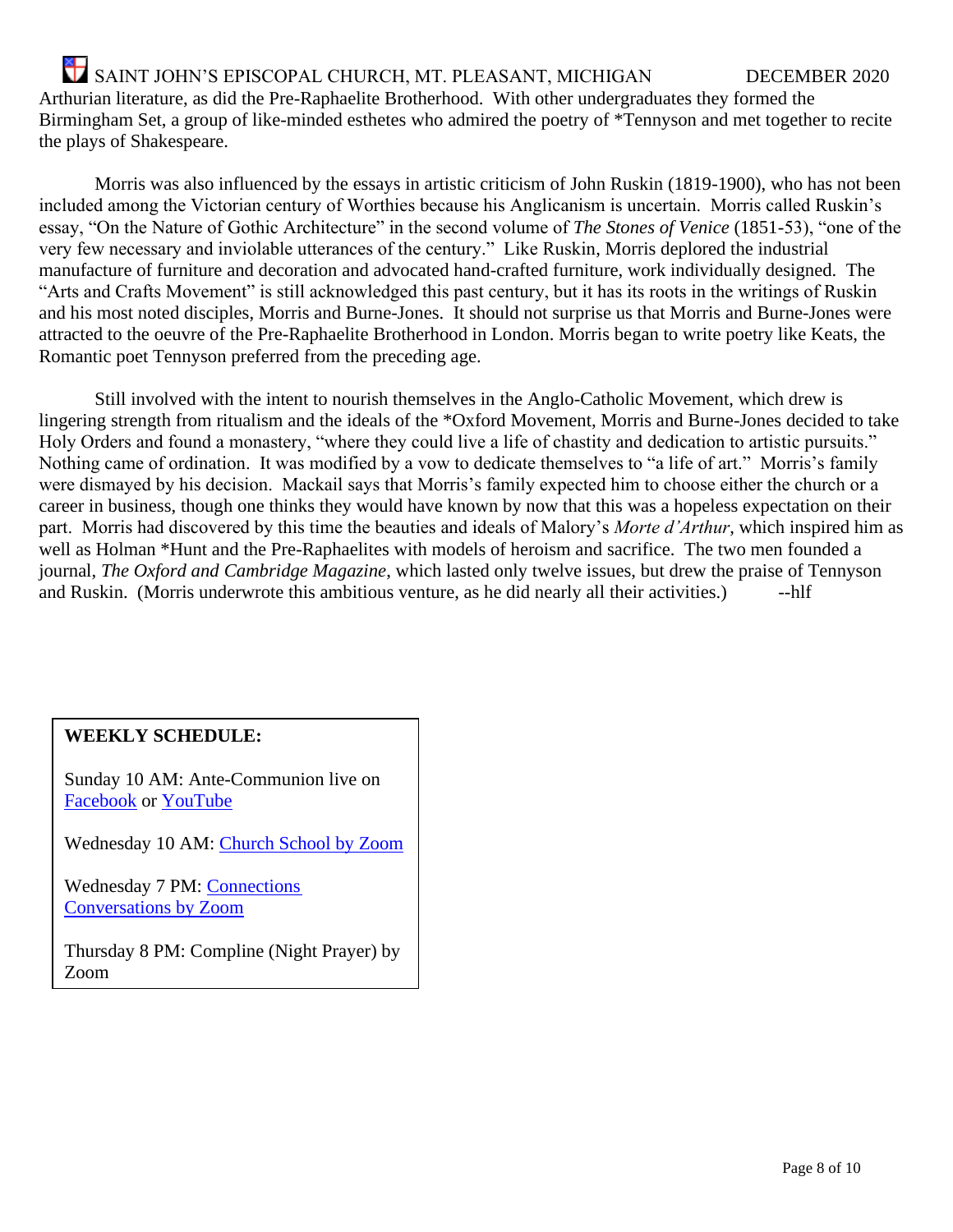Arthurian literature, as did the Pre-Raphaelite Brotherhood. With other undergraduates they formed the Birmingham Set, a group of like-minded esthetes who admired the poetry of *Tennyson and met together to recite the plays of Shakespeare.

Morris was also influenced by the essays in artistic criticism of John Ruskin (1819-1900), who has not been included among the Victorian century of Worthies because his Anglicanism is uncertain. Morris called Ruskin's essay, "On the Nature of Gothic Architecture" in the second volume of *The Stones of Venice* (1851-53), "one of the very few necessary and inviolable utterances of the century." Like Ruskin, Morris deplored the industrial manufacture of furniture and decoration and advocated hand-crafted furniture, work individually designed. The "Arts and Crafts Movement" is still acknowledged this past century, but it has its roots in the writings of Ruskin and his most noted disciples, Morris and Burne-Jones. It should not surprise us that Morris and Burne-Jones were attracted to the oeuvre of the Pre-Raphaelite Brotherhood in London. Morris began to write poetry like Keats, the Romantic poet Tennyson preferred from the preceding age.

Still involved with the intent to nourish themselves in the Anglo-Catholic Movement, which drew is lingering strength from ritualism and the ideals of the *Oxford Movement, Morris and Burne-Jones decided to take Holy Orders and found a monastery, "where they could live a life of chastity and dedication to artistic pursuits." Nothing came of ordination. It was modified by a vow to dedicate themselves to "a life of art." Morris's family were dismayed by his decision. Mackail says that Morris's family expected him to choose either the church or a career in business, though one thinks they would have known by now that this was a hopeless expectation on their part. Morris had discovered by this time the beauties and ideals of Malory's *Morte d'Arthur*, which inspired him as well as Holman *Hunt and the Pre-Raphaelites with models of heroism and sacrifice. The two men founded a journal, *The Oxford and Cambridge Magazine*, which lasted only twelve issues, but drew the praise of Tennyson and Ruskin. (Morris underwrote this ambitious venture, as he did nearly all their activities.) --hlf

**WEEKLY SCHEDULE:**

Sunday 10 AM: Ante-Communion live on Facebook or YouTube

Wednesday 10 AM: Church School by Zoom

Wednesday 7 PM: Connections Conversations by Zoom

Thursday 8 PM: Compline (Night Prayer) by Zoom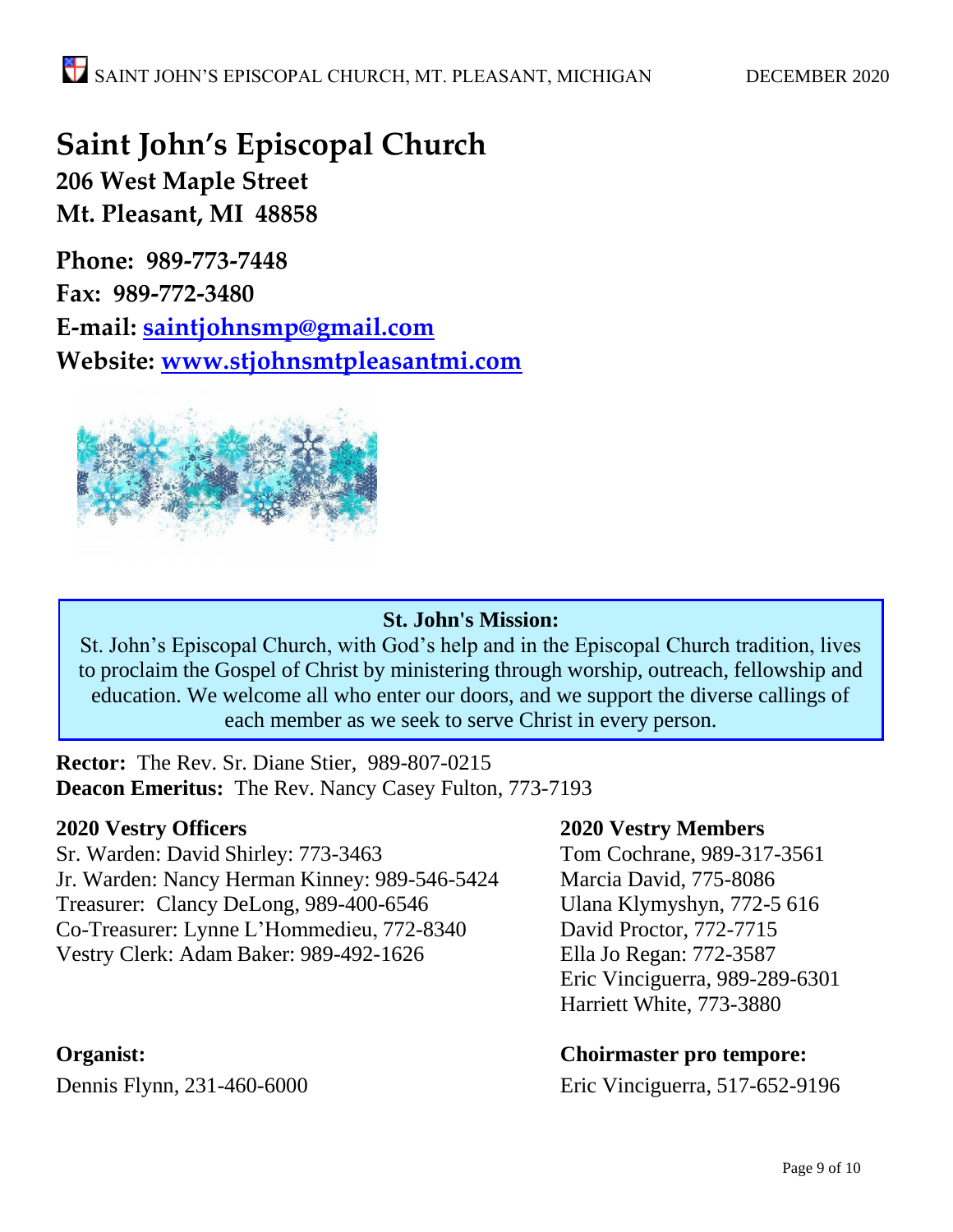# Saint John's Episcopal Church

## 206 West Maple Street
## Mt. Pleasant, MI 48858

**Phone: 989-773-7448**
**Fax: 989-772-3480**
**E-mail: saintjohnsmp@gmail.com**
**Website: www.stjohnsmtpleasantmi.com**

**St. John's Mission:**

St. John's Episcopal Church, with God's help and in the Episcopal Church tradition, lives to proclaim the Gospel of Christ by ministering through worship, outreach, fellowship and education. We welcome all who enter our doors, and we support the diverse callings of each member as we seek to serve Christ in every person.

**Rector:** The Rev. Sr. Diane Stier, 989-807-0215
**Deacon Emeritus:** The Rev. Nancy Casey Fulton, 773-7193

**2020 Vestry Officers**

Sr. Warden: David Shirley: 773-3463
Jr. Warden: Nancy Herman Kinney: 989-546-5424
Treasurer: Clancy DeLong, 989-400-6546
Co-Treasurer: Lynne L'Hommedieu, 772-8340
Vestry Clerk: Adam Baker: 989-492-1626

**2020 Vestry Members**

Tom Cochrane, 989-317-3561
Marcia David, 775-8086
Ulana Klymyshyn, 772-5 616
David Proctor, 772-7715
Ella Jo Regan: 772-3587
Eric Vinciguerra, 989-289-6301
Harriett White, 773-3880

**Organist:**

Dennis Flynn, 231-460-6000

**Choirmaster pro tempore:**

Eric Vinciguerra, 517-652-9196